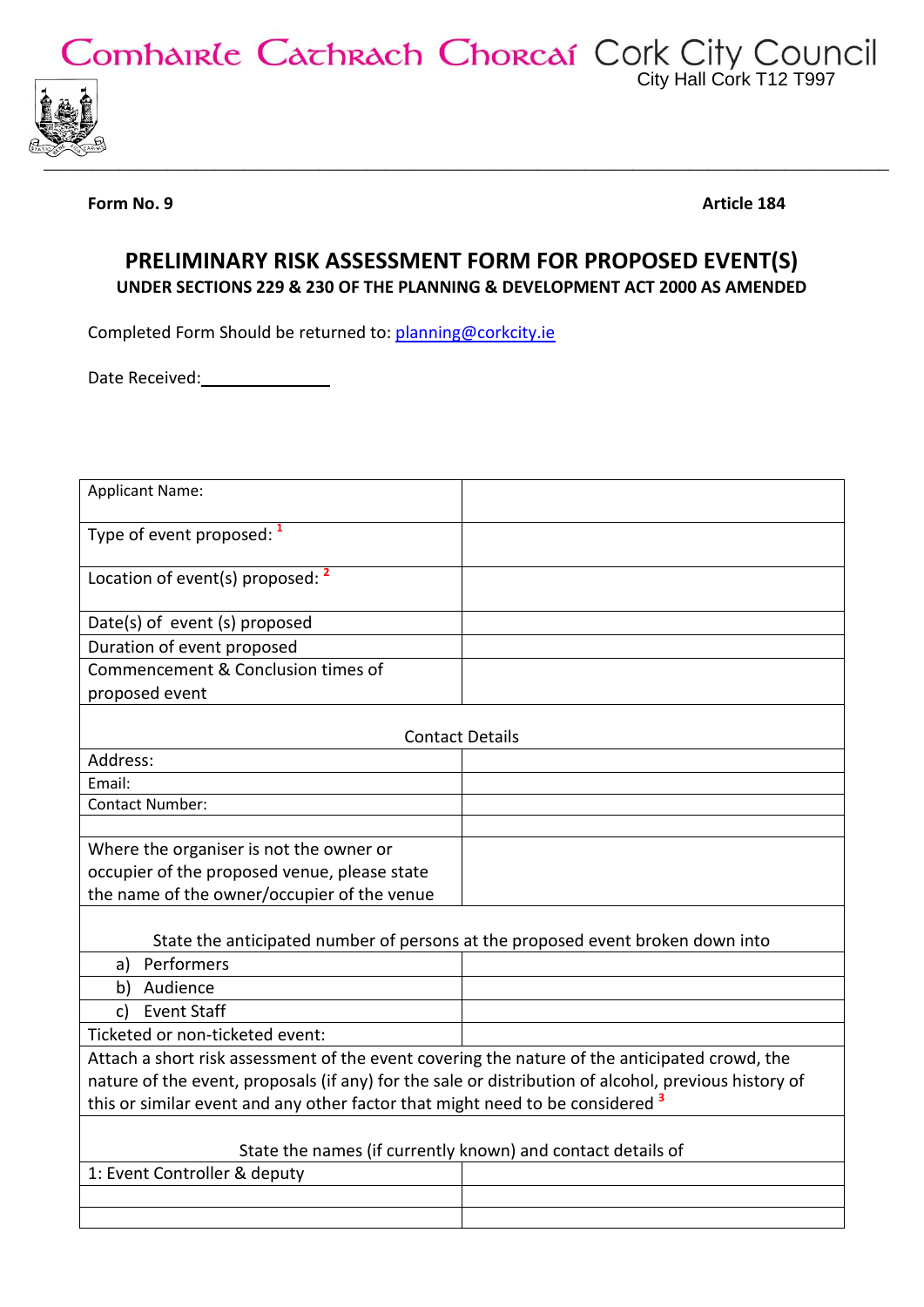Comhairle Cathrach Chorcaí Cork City Council
City Hall Cork T12 T997

**Form No. 9** **Article 184**

# PRELIMINARY RISK ASSESSMENT FORM FOR PROPOSED EVENT(S)

## UNDER SECTIONS 229 & 230 OF THE PLANNING & DEVELOPMENT ACT 2000 AS AMENDED

Completed Form Should be returned to: planning@corkcity.ie

Date Received:_______________

| | |
|---|---|
| Applicant Name: | |
| Type of event proposed: [1] | |
| Location of event(s) proposed: [2] | |
| Date(s) of event (s) proposed | |
| Duration of event proposed | |
| Commencement & Conclusion times of proposed event | |
| Contact Details | |
| Address: | |
| Email: | |
| Contact Number: | |
| | |
| Where the organiser is not the owner or occupier of the proposed venue, please state the name of the owner/occupier of the venue | |
| State the anticipated number of persons at the proposed event broken down into | |
| a) Performers | |
| b) Audience | |
| c) Event Staff | |
| Ticketed or non-ticketed event: | |
| Attach a short risk assessment of the event covering the nature of the anticipated crowd, the nature of the event, proposals (if any) for the sale or distribution of alcohol, previous history of this or similar event and any other factor that might need to be considered [3] | |
| State the names (if currently known) and contact details of | |
| 1: Event Controller & deputy | |
| | |
| | |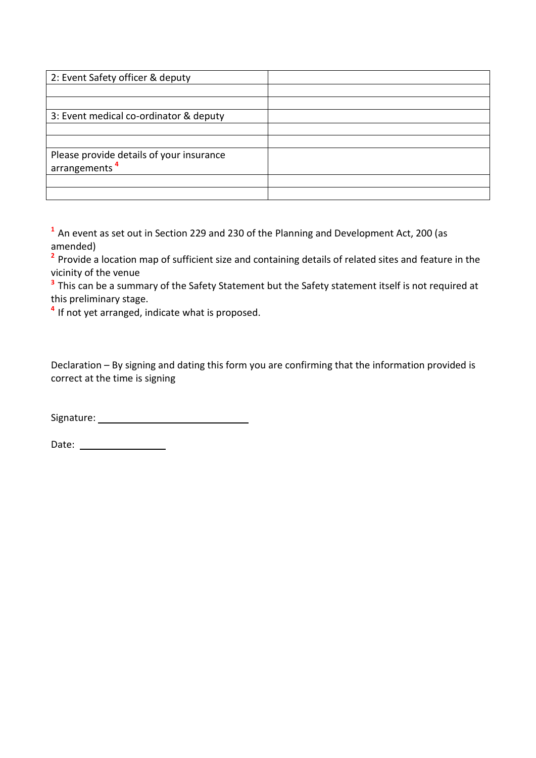| | |
|---|---|
| 2: Event Safety officer & deputy | |
| | |
| | |
| 3: Event medical co-ordinator & deputy | |
| | |
| | |
| Please provide details of your insurance arrangements [4] | |
| | |
| | |

[1] An event as set out in Section 229 and 230 of the Planning and Development Act, 200 (as amended)

[2] Provide a location map of sufficient size and containing details of related sites and feature in the vicinity of the venue

[3] This can be a summary of the Safety Statement but the Safety statement itself is not required at this preliminary stage.

[4] If not yet arranged, indicate what is proposed.

Declaration – By signing and dating this form you are confirming that the information provided is correct at the time is signing

Signature: ______________________________

Date: _________________